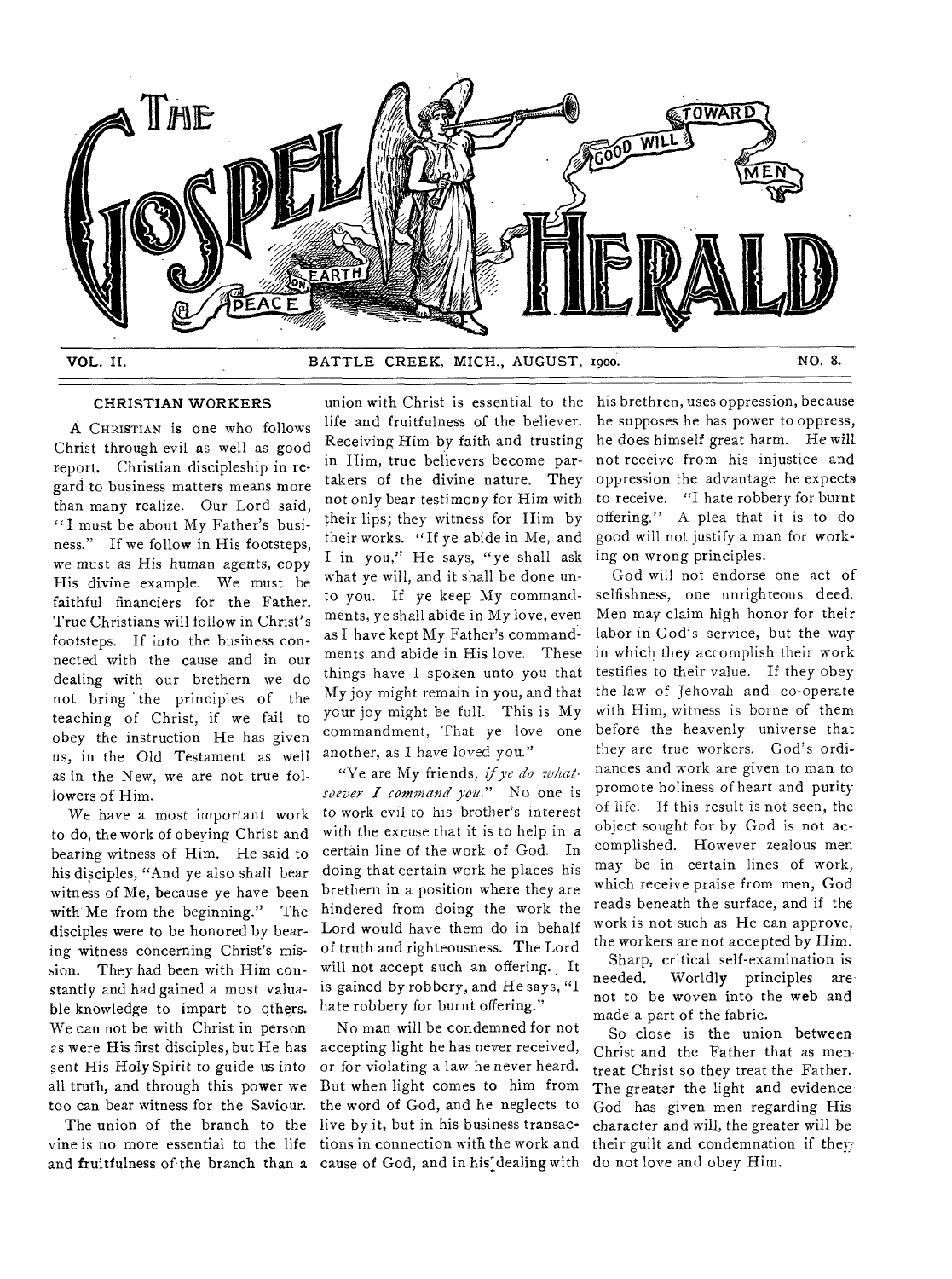# THE GOSPEL HERALD

PEACE ON EARTH GOOD WILL TOWARD MEN

VOL. II. BATTLE CREEK, MICH., AUGUST, 1900. NO. 8.

## CHRISTIAN WORKERS

A CHRISTIAN is one who follows Christ through evil as well as good report. Christian discipleship in regard to business matters means more than many realize. Our Lord said, "I must be about My Father's business." If we follow in His footsteps, we must as His human agents, copy His divine example. We must be faithful financiers for the Father. True Christians will follow in Christ's footsteps. If into the business connected with the cause and in our dealing with our brethern we do not bring the principles of the teaching of Christ, if we fail to obey the instruction He has given us, in the Old Testament as well as in the New, we are not true followers of Him.

We have a most important work to do, the work of obeying Christ and bearing witness of Him. He said to his disciples, "And ye also shall bear witness of Me, because ye have been with Me from the beginning." The disciples were to be honored by bearing witness concerning Christ's mission. They had been with Him constantly and had gained a most valuable knowledge to impart to others. We can not be with Christ in person as were His first disciples, but He has sent His Holy Spirit to guide us into all truth, and through this power we too can bear witness for the Saviour.

The union of the branch to the vine is no more essential to the life and fruitfulness of the branch than a union with Christ is essential to the life and fruitfulness of the believer. Receiving Him by faith and trusting in Him, true believers become partakers of the divine nature. They not only bear testimony for Him with their lips; they witness for Him by their works. "If ye abide in Me, and I in you," He says, "ye shall ask what ye will, and it shall be done unto you. If ye keep My commandments, ye shall abide in My love, even as I have kept My Father's commandments and abide in His love. These things have I spoken unto you that My joy might remain in you, and that your joy might be full. This is My commandment, That ye love one another, as I have loved you."

"Ye are My friends, *if ye do whatsoever I command you.*" No one is to work evil to his brother's interest with the excuse that it is to help in a certain line of the work of God. In doing that certain work he places his brethern in a position where they are hindered from doing the work the Lord would have them do in behalf of truth and righteousness. The Lord will not accept such an offering. It is gained by robbery, and He says, "I hate robbery for burnt offering."

No man will be condemned for not accepting light he has never received, or for violating a law he never heard. But when light comes to him from the word of God, and he neglects to live by it, but in his business transactions in connection with the work and cause of God, and in his dealing with his brethren, uses oppression, because he supposes he has power to oppress, he does himself great harm. He will not receive from his injustice and oppression the advantage he expects to receive. "I hate robbery for burnt offering." A plea that it is to do good will not justify a man for working on wrong principles.

God will not endorse one act of selfishness, one unrighteous deed. Men may claim high honor for their labor in God's service, but the way in which they accomplish their work testifies to their value. If they obey the law of Jehovah and co-operate with Him, witness is borne of them before the heavenly universe that they are true workers. God's ordinances and work are given to man to promote holiness of heart and purity of life. If this result is not seen, the object sought for by God is not accomplished. However zealous men may be in certain lines of work, which receive praise from men, God reads beneath the surface, and if the work is not such as He can approve, the workers are not accepted by Him.

Sharp, critical self-examination is needed. Worldly principles are not to be woven into the web and made a part of the fabric.

So close is the union between Christ and the Father that as men treat Christ so they treat the Father. The greater the light and evidence God has given men regarding His character and will, the greater will be their guilt and condemnation if they do not love and obey Him.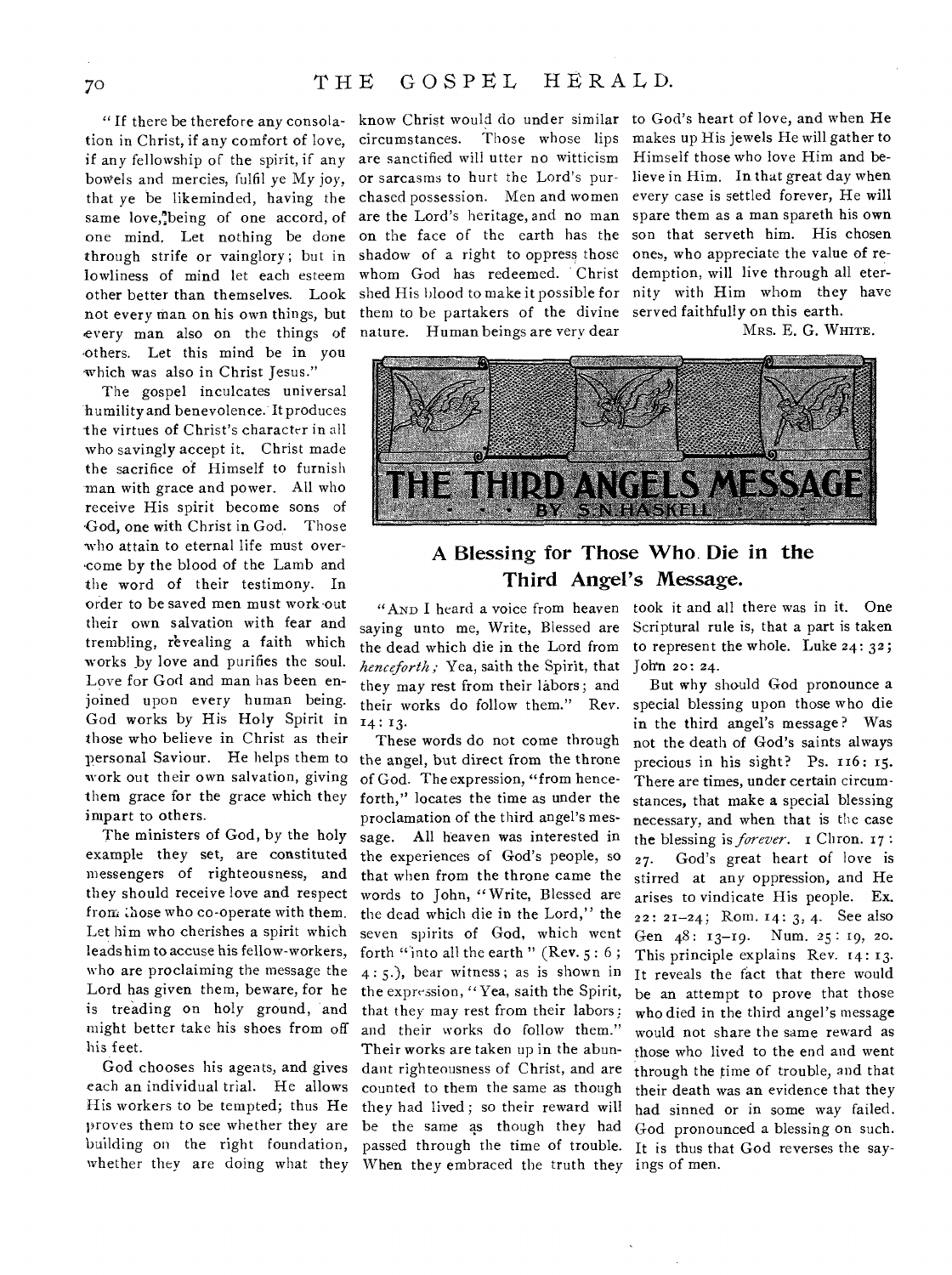"If there be therefore any consolation in Christ, if any comfort of love, if any fellowship of the spirit, if any bowels and mercies, fulfil ye My joy, that ye be likeminded, having the same love, being of one accord, of one mind. Let nothing be done through strife or vainglory; but in lowliness of mind let each esteem other better than themselves. Look not every man on his own things, but every man also on the things of others. Let this mind be in you which was also in Christ Jesus."

The gospel inculcates universal humility and benevolence. It produces the virtues of Christ's character in all who savingly accept it. Christ made the sacrifice of Himself to furnish man with grace and power. All who receive His spirit become sons of God, one with Christ in God. Those who attain to eternal life must overcome by the blood of the Lamb and the word of their testimony. In order to be saved men must work out their own salvation with fear and trembling, revealing a faith which works by love and purifies the soul. Love for God and man has been enjoined upon every human being. God works by His Holy Spirit in those who believe in Christ as their personal Saviour. He helps them to work out their own salvation, giving them grace for the grace which they impart to others.

The ministers of God, by the holy example they set, are constituted messengers of righteousness, and they should receive love and respect from those who co-operate with them. Let him who cherishes a spirit which leads him to accuse his fellow-workers, who are proclaiming the message the Lord has given them, beware, for he is treading on holy ground, and might better take his shoes from off his feet.

God chooses his agents, and gives each an individual trial. He allows His workers to be tempted; thus He proves them to see whether they are building on the right foundation, whether they are doing what they know Christ would do under similar circumstances. Those whose lips are sanctified will utter no witticism or sarcasms to hurt the Lord's purchased possession. Men and women are the Lord's heritage, and no man on the face of the earth has the shadow of a right to oppress those whom God has redeemed. Christ shed His blood to make it possible for them to be partakers of the divine nature. Human beings are very dear to God's heart of love, and when He makes up His jewels He will gather to Himself those who love Him and believe in Him. In that great day when every case is settled forever, He will spare them as a man spareth his own son that serveth him. His chosen ones, who appreciate the value of redemption, will live through all eternity with Him whom they have served faithfully on this earth.

MRS. E. G. WHITE.

# THE THIRD ANGELS MESSAGE

BY S. N. HASKELL

## A Blessing for Those Who Die in the Third Angel's Message.

"AND I heard a voice from heaven saying unto me, Write, Blessed are the dead which die in the Lord from *henceforth;* Yea, saith the Spirit, that they may rest from their labors; and their works do follow them." Rev. 14: 13.

These words do not come through the angel, but direct from the throne of God. The expression, "from henceforth," locates the time as under the proclamation of the third angel's message. All heaven was interested in the experiences of God's people, so that when from the throne came the words to John, "Write, Blessed are the dead which die in the Lord," the seven spirits of God, which went forth "into all the earth" (Rev. 5: 6; 4: 5.), bear witness; as is shown in the expression, "Yea, saith the Spirit, that they may rest from their labors; and their works do follow them." Their works are taken up in the abundant righteousness of Christ, and are counted to them the same as though they had lived; so their reward will be the same as though they had passed through the time of trouble. When they embraced the truth they took it and all there was in it. One Scriptural rule is, that a part is taken to represent the whole. Luke 24: 32; John 20: 24.

But why should God pronounce a special blessing upon those who die in the third angel's message? Was not the death of God's saints always precious in his sight? Ps. 116: 15. There are times, under certain circumstances, that make a special blessing necessary, and when that is the case the blessing is *forever.* 1 Chron. 17: 27. God's great heart of love is stirred at any oppression, and He arises to vindicate His people. Ex. 22: 21–24; Rom. 14: 3, 4. See also Gen 48: 13–19. Num. 25: 19, 20. This principle explains Rev. 14: 13. It reveals the fact that there would be an attempt to prove that those who died in the third angel's message would not share the same reward as those who lived to the end and went through the time of trouble, and that their death was an evidence that they had sinned or in some way failed. God pronounced a blessing on such. It is thus that God reverses the sayings of men.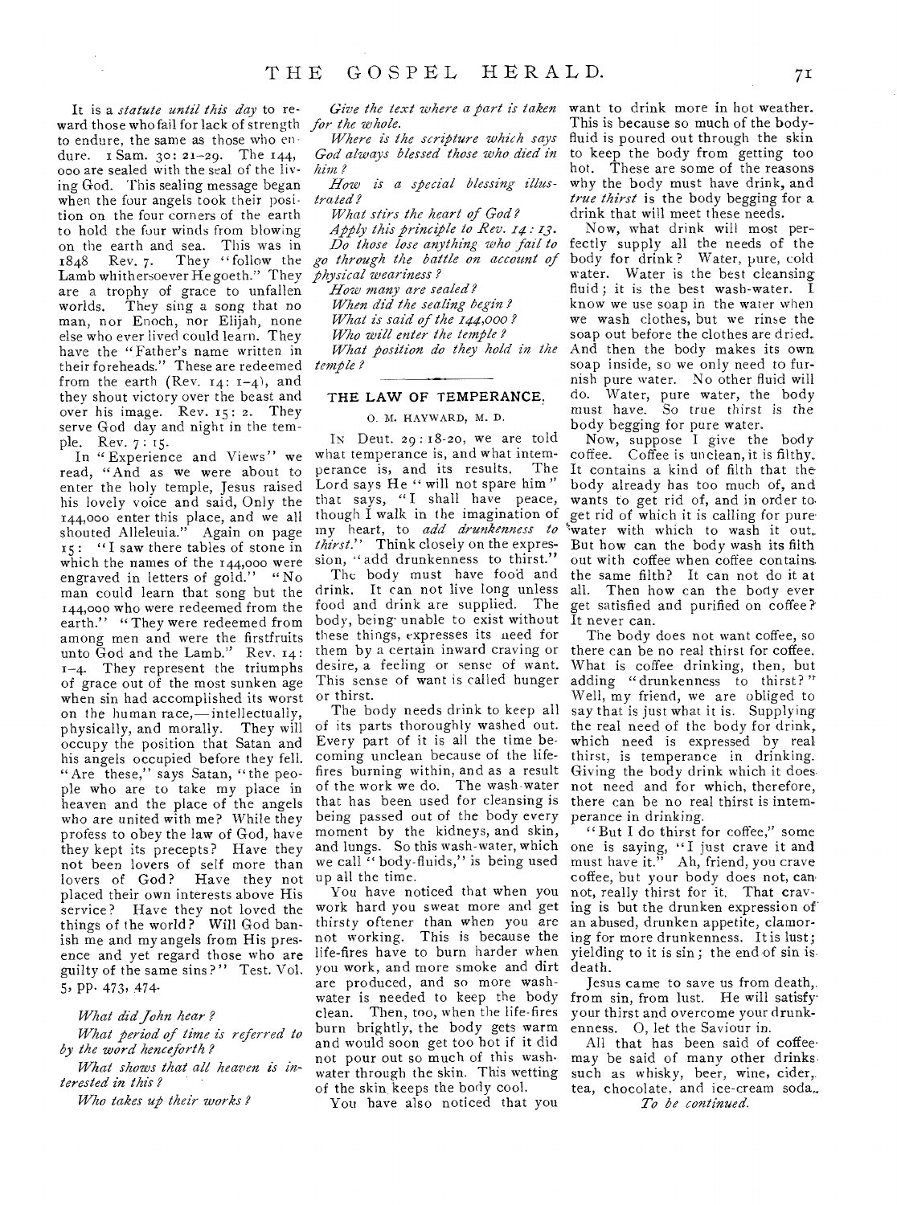It is a *statute until this day* to reward those who fail for lack of strength to endure, the same as those who endure. 1 Sam. 30: 21–29. The 144,000 are sealed with the seal of the living God. This sealing message began when the four angels took their position on the four corners of the earth to hold the four winds from blowing on the earth and sea. This was in 1848 Rev. 7. They "follow the Lamb whithersoever He goeth." They are a trophy of grace to unfallen worlds. They sing a song that no man, nor Enoch, nor Elijah, none else who ever lived could learn. They have the "Father's name written in their foreheads." These are redeemed from the earth (Rev. 14: 1–4), and they shout victory over the beast and over his image. Rev. 15: 2. They serve God day and night in the temple. Rev. 7: 15.

In "Experience and Views" we read, "And as we were about to enter the holy temple, Jesus raised his lovely voice and said, Only the 144,000 enter this place, and we all shouted Alleleuia." Again on page 15: "I saw there tables of stone in which the names of the 144,000 were engraved in letters of gold." "No man could learn that song but the 144,000 who were redeemed from the earth." "They were redeemed from among men and were the firstfruits unto God and the Lamb." Rev. 14: 1–4. They represent the triumphs of grace out of the most sunken age when sin had accomplished its worst on the human race,—intellectually, physically, and morally. They will occupy the position that Satan and his angels occupied before they fell. "Are these," says Satan, "the people who are to take my place in heaven and the place of the angels who are united with me? While they profess to obey the law of God, have they kept its precepts? Have they not been lovers of self more than lovers of God? Have they not placed their own interests above His service? Have they not loved the things of the world? Will God banish me and my angels from His presence and yet regard those who are guilty of the same sins?" Test. Vol. 5, pp. 473, 474.

*What did John hear?*

*What period of time is referred to by the word henceforth?*

*What shows that all heaven is interested in this?*

*Who takes up their works?*

*Give the text where a part is taken for the whole.*

*Where is the scripture which says God always blessed those who died in him?*

*How is a special blessing illustrated?*

*What stirs the heart of God?*

*Apply this principle to Rev. 14: 13.*

*Do those lose anything who fail to go through the battle on account of physical weariness?*

*How many are sealed?*

*When did the sealing begin?*

*What is said of the 144,000?*

*Who will enter the temple?*

*What position do they hold in the temple?*

## THE LAW OF TEMPERANCE.

O. M. HAYWARD, M. D.

In Deut. 29: 18-20, we are told what temperance is, and what intemperance is, and its results. The Lord says He "will not spare him" that says, "I shall have peace, though I walk in the imagination of my heart, to *add drunkenness to thirst.*" Think closely on the expression, "add drunkenness to thirst."

The body must have food and drink. It can not live long unless food and drink are supplied. The body, being unable to exist without these things, expresses its need for them by a certain inward craving or desire, a feeling or sense of want. This sense of want is called hunger or thirst.

The body needs drink to keep all of its parts thoroughly washed out. Every part of it is all the time becoming unclean because of the life-fires burning within, and as a result of the work we do. The wash-water that has been used for cleansing is being passed out of the body every moment by the kidneys, and skin, and lungs. So this wash-water, which we call "body-fluids," is being used up all the time.

You have noticed that when you work hard you sweat more and get thirsty oftener than when you are not working. This is because the life-fires have to burn harder when you work, and more smoke and dirt are produced, and so more wash-water is needed to keep the body clean. Then, too, when the life-fires burn brightly, the body gets warm and would soon get too hot if it did not pour out so much of this wash-water through the skin. This wetting of the skin keeps the body cool.

You have also noticed that you want to drink more in hot weather. This is because so much of the body-fluid is poured out through the skin to keep the body from getting too hot. These are some of the reasons why the body must have drink, and *true thirst* is the body begging for a drink that will meet these needs.

Now, what drink will most perfectly supply all the needs of the body for drink? Water, pure, cold water. Water is the best cleansing fluid; it is the best wash-water. I know we use soap in the water when we wash clothes, but we rinse the soap out before the clothes are dried. And then the body makes its own soap inside, so we only need to furnish pure water. No other fluid will do. Water, pure water, the body must have. So true thirst is the body begging for pure water.

Now, suppose I give the body coffee. Coffee is unclean, it is filthy. It contains a kind of filth that the body already has too much of, and wants to get rid of, and in order to get rid of which it is calling for pure water with which to wash it out. But how can the body wash its filth out with coffee when coffee contains the same filth? It can not do it at all. Then how can the body ever get satisfied and purified on coffee? It never can.

The body does not want coffee, so there can be no real thirst for coffee. What is coffee drinking, then, but adding "drunkenness to thirst?" Well, my friend, we are obliged to say that is just what it is. Supplying the real need of the body for drink, which need is expressed by real thirst, is temperance in drinking. Giving the body drink which it does not need and for which, therefore, there can be no real thirst is intemperance in drinking.

"But I do thirst for coffee," some one is saying, "I just crave it and must have it." Ah, friend, you crave coffee, but your body does not, can not, really thirst for it. That craving is but the drunken expression of an abused, drunken appetite, clamoring for more drunkenness. It is lust; yielding to it is sin; the end of sin is death.

Jesus came to save us from death, from sin, from lust. He will satisfy your thirst and overcome your drunkenness. O, let the Saviour in.

All that has been said of coffee may be said of many other drinks such as whisky, beer, wine, cider, tea, chocolate, and ice-cream soda.

*To be continued.*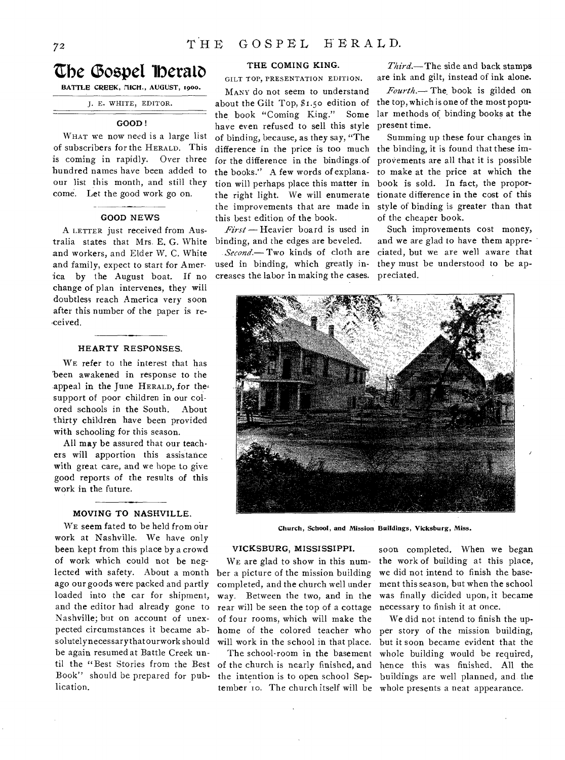# The Gospel Herald

BATTLE CREEK, MICH., AUGUST, 1900.

J. E. WHITE, EDITOR.

### GOOD!

WHAT we now need is a large list of subscribers for the HERALD. This is coming in rapidly. Over three hundred names have been added to our list this month, and still they come. Let the good work go on.

### GOOD NEWS

A LETTER just received from Australia states that Mrs. E. G. White and workers, and Elder W. C. White and family, expect to start for America by the August boat. If no change of plan intervenes, they will doubtless reach America very soon after this number of the paper is received.

### HEARTY RESPONSES.

WE refer to the interest that has been awakened in response to the appeal in the June HERALD, for the support of poor children in our colored schools in the South. About thirty children have been provided with schooling for this season.

All may be assured that our teachers will apportion this assistance with great care, and we hope to give good reports of the results of this work in the future.

### MOVING TO NASHVILLE.

WE seem fated to be held from our work at Nashville. We have only been kept from this place by a crowd of work which could not be neglected with safety. About a month ago our goods were packed and partly loaded into the car for shipment, and the editor had already gone to Nashville; but on account of unexpected circumstances it became absolutely necessary that our work should be again resumed at Battle Creek until the "Best Stories from the Best Book" should be prepared for publication.

### THE COMING KING.

GILT TOP, PRESENTATION EDITION.

MANY do not seem to understand about the Gilt Top, $1.50 edition of the book "Coming King." Some have even refused to sell this style of binding, because, as they say, "The difference in the price is too much for the difference in the bindings of the books." A few words of explanation will perhaps place this matter in the right light. We will enumerate the improvements that are made in this best edition of the book.

*First* — Heavier board is used in binding, and the edges are beveled.

*Second*.— Two kinds of cloth are used in binding, which greatly increases the labor in making the cases.

*Third*.—The side and back stamps are ink and gilt, instead of ink alone.

*Fourth*.— The book is gilded on the top, which is one of the most popular methods of binding books at the present time.

Summing up these four changes in the binding, it is found that these improvements are all that it is possible to make at the price at which the book is sold. In fact, the proportionate difference in the cost of this style of binding is greater than that of the cheaper book.

Such improvements cost money, and we are glad to have them appreciated, but we are well aware that they must be understood to be appreciated.

**Church, School, and Mission Buildings, Vicksburg, Miss.**

### VICKSBURG, MISSISSIPPI.

WE are glad to show in this number a picture of the mission building completed, and the church well under way. Between the two, and in the rear will be seen the top of a cottage of four rooms, which will make the home of the colored teacher who will work in the school in that place.

The school-room in the basement of the church is nearly finished, and the intention is to open school September 10. The church itself will be soon completed. When we began the work of building at this place, we did not intend to finish the basement this season, but when the school was finally dicided upon, it became necessary to finish it at once.

We did not intend to finish the upper story of the mission building, but it soon became evident that the whole building would be required, hence this was finished. All the buildings are well planned, and the whole presents a neat appearance.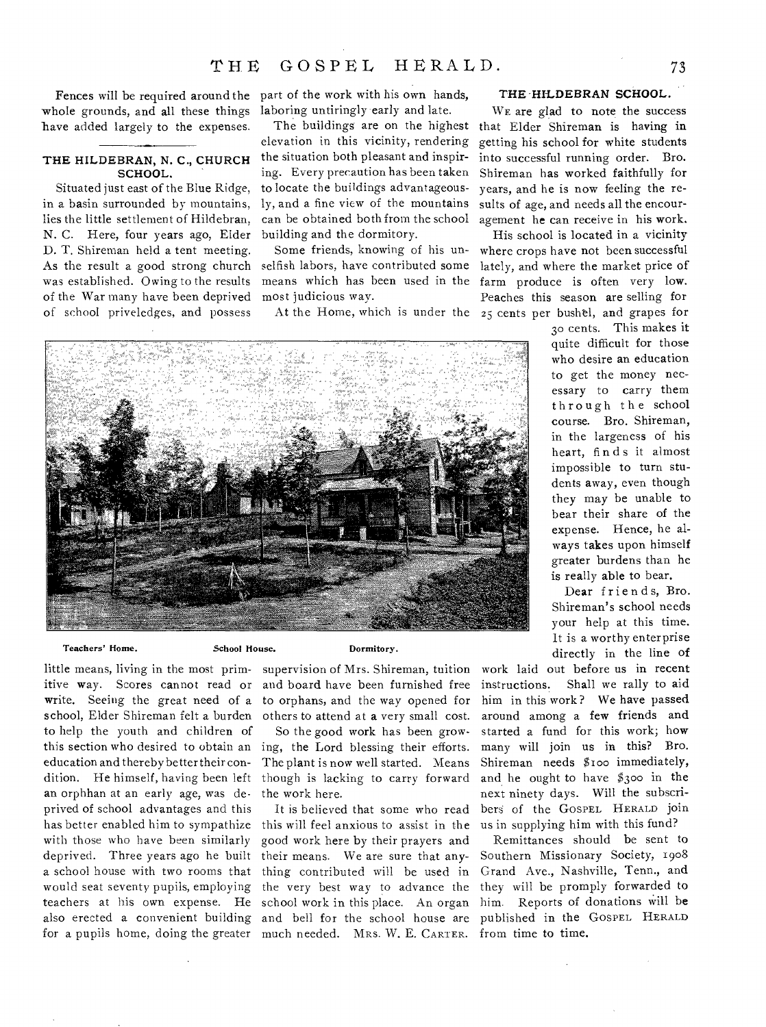Fences will be required around the whole grounds, and all these things have added largely to the expenses.

## THE HILDEBRAN, N. C., CHURCH SCHOOL.

Situated just east of the Blue Ridge, in a basin surrounded by mountains, lies the little settlement of Hildebran, N. C. Here, four years ago, Elder D. T. Shireman held a tent meeting. As the result a good strong church was established. Owing to the results of the War many have been deprived of school priveledges, and possess little means, living in the most primitive way. Scores cannot read or write. Seeing the great need of a school, Elder Shireman felt a burden to help the youth and children of this section who desired to obtain an education and thereby better their condition. He himself, having been left an orphhan at an early age, was deprived of school advantages and this has better enabled him to sympathize with those who have been similarly deprived. Three years ago he built a school house with two rooms that would seat seventy pupils, employing teachers at his own expense. He also erected a convenient building for a pupils home, doing the greater part of the work with his own hands, laboring untiringly early and late.

The buildings are on the highest elevation in this vicinity, rendering the situation both pleasant and inspiring. Every precaution has been taken to locate the buildings advantageously, and a fine view of the mountains can be obtained both from the school building and the dormitory.

Some friends, knowing of his unselfish labors, have contributed some means which has been used in the most judicious way.

At the Home, which is under the supervision of Mrs. Shireman, tuition and board have been furnished free to orphans, and the way opened for others to attend at a very small cost.

So the good work has been growing, the Lord blessing their efforts. The plant is now well started. Means though is lacking to carry forward the work here.

It is believed that some who read this will feel anxious to assist in the good work here by their prayers and their means. We are sure that anything contributed will be used in the very best way to advance the school work in this place. An organ and bell for the school house are much needed. MRS. W. E. CARTER.

Teachers' Home. School House. Dormitory.

## THE HILDEBRAN SCHOOL.

WE are glad to note the success that Elder Shireman is having in getting his school for white students into successful running order. Bro. Shireman has worked faithfully for years, and he is now feeling the results of age, and needs all the encouragement he can receive in his work.

His school is located in a vicinity where crops have not been successful lately, and where the market price of farm produce is often very low. Peaches this season are selling for 25 cents per bushel, and grapes for 30 cents. This makes it quite difficult for those who desire an education to get the money necessary to carry them through the school course. Bro. Shireman, in the largeness of his heart, finds it almost impossible to turn students away, even though they may be unable to bear their share of the expense. Hence, he always takes upon himself greater burdens than he is really able to bear.

Dear friends, Bro. Shireman's school needs your help at this time. It is a worthy enterprise directly in the line of work laid out before us in recent instructions. Shall we rally to aid him in this work? We have passed around among a few friends and started a fund for this work; how many will join us in this? Bro. Shireman needs $100 immediately, and he ought to have $300 in the next ninety days. Will the subscribers of the GOSPEL HERALD join us in supplying him with this fund?

Remittances should be sent to Southern Missionary Society, 1908 Grand Ave., Nashville, Tenn., and they will be promply forwarded to him. Reports of donations will be published in the GOSPEL HERALD from time to time.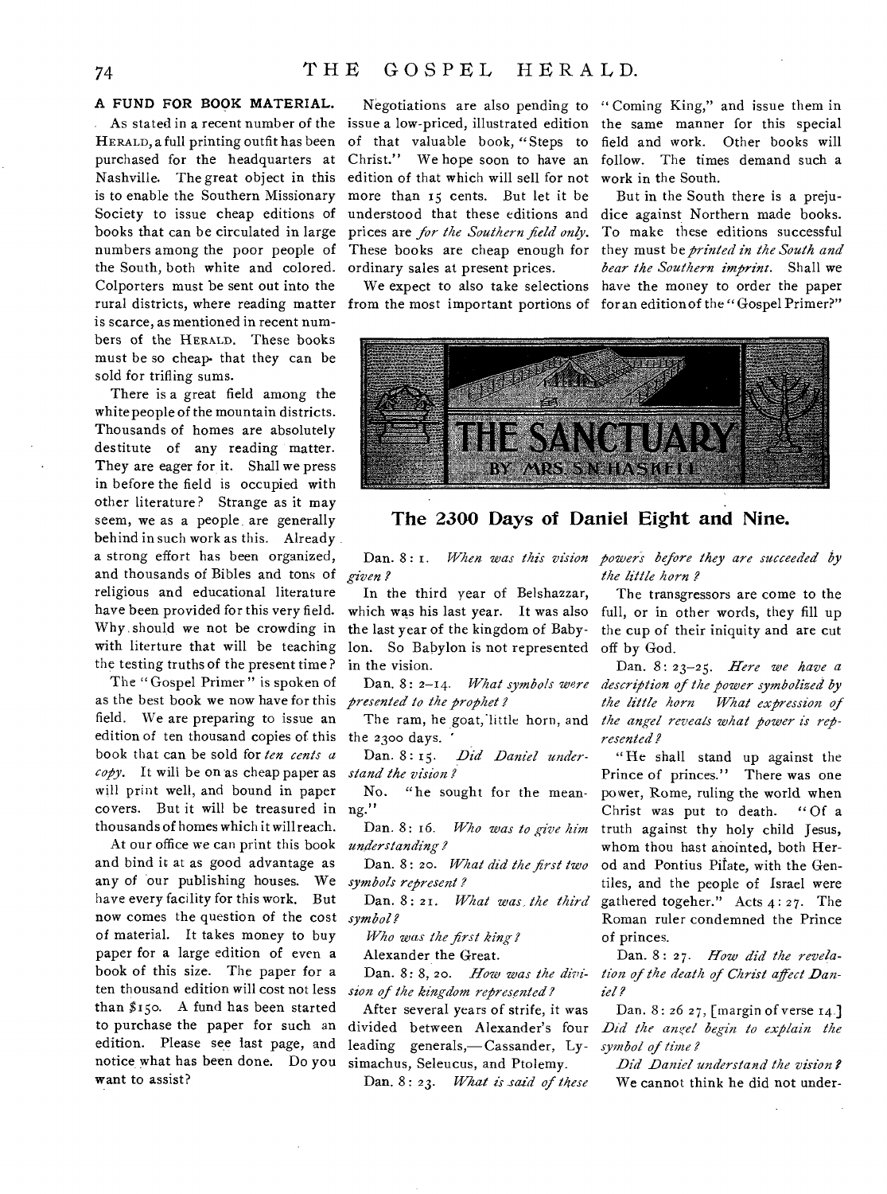## A FUND FOR BOOK MATERIAL.

As stated in a recent number of the HERALD, a full printing outfit has been purchased for the headquarters at Nashville. The great object in this is to enable the Southern Missionary Society to issue cheap editions of books that can be circulated in large numbers among the poor people of the South, both white and colored. Colporters must be sent out into the rural districts, where reading matter is scarce, as mentioned in recent numbers of the HERALD. These books must be so cheap that they can be sold for trifling sums.

There is a great field among the white people of the mountain districts. Thousands of homes are absolutely destitute of any reading matter. They are eager for it. Shall we press in before the field is occupied with other literature? Strange as it may seem, we as a people are generally behind in such work as this. Already a strong effort has been organized, and thousands of Bibles and tons of religious and educational literature have been provided for this very field. Why should we not be crowding in with literture that will be teaching the testing truths of the present time?

The "Gospel Primer" is spoken of as the best book we now have for this field. We are preparing to issue an edition of ten thousand copies of this book that can be sold for *ten cents a copy*. It will be on as cheap paper as will print well, and bound in paper covers. But it will be treasured in thousands of homes which it will reach.

At our office we can print this book and bind it at as good advantage as any of our publishing houses. We have every facility for this work. But now comes the question of the cost of material. It takes money to buy paper for a large edition of even a book of this size. The paper for a ten thousand edition will cost not less than $150. A fund has been started to purchase the paper for such an edition. Please see last page, and notice what has been done. Do you want to assist?

Negotiations are also pending to issue a low-priced, illustrated edition of that valuable book, "Steps to Christ." We hope soon to have an edition of that which will sell for not more than 15 cents. But let it be understood that these editions and prices are *for the Southern field only*. These books are cheap enough for ordinary sales at present prices.

We expect to also take selections from the most important portions of "Coming King," and issue them in the same manner for this special field and work. Other books will follow. The times demand such a work in the South.

But in the South there is a prejudice against Northern made books. To make these editions successful they must be *printed in the South and bear the Southern imprint*. Shall we have the money to order the paper for an edition of the "Gospel Primer?"

# THE SANCTUARY
BY MRS. S. N. HASKELL

## The 2300 Days of Daniel Eight and Nine.

Dan. 8: 1. *When was this vision given?*

In the third year of Belshazzar, which was his last year. It was also the last year of the kingdom of Babylon. So Babylon is not represented in the vision.

Dan. 8: 2–14. *What symbols were presented to the prophet?*

The ram, he goat, little horn, and the 2300 days.

Dan. 8: 15. *Did Daniel understand the vision?*

No. "he sought for the meanng."

Dan. 8: 16. *Who was to give him understanding?*

Dan. 8: 20. *What did the first two symbols represent?*

Dan. 8: 21. *What was the third symbol?*

*Who was the first king?*

Alexander the Great.

Dan. 8: 8, 20. *How was the division of the kingdom represented?*

After several years of strife, it was divided between Alexander's four leading generals,—Cassander, Lysimachus, Seleucus, and Ptolemy.

Dan. 8: 23. *What is said of these powers before they are succeeded by the little horn?*

The transgressors are come to the full, or in other words, they fill up the cup of their iniquity and are cut off by God.

Dan. 8: 23–25. *Here we have a description of the power symbolized by the little horn What expression of the angel reveals what power is represented?*

"He shall stand up against the Prince of princes." There was one power, Rome, ruling the world when Christ was put to death. "Of a truth against thy holy child Jesus, whom thou hast anointed, both Herod and Pontius Pilate, with the Gentiles, and the people of Israel were gathered togeher." Acts 4: 27. The Roman ruler condemned the Prince of princes.

Dan. 8: 27. *How did the revelation of the death of Christ affect Daniel?*

Dan. 8: 26 27, [margin of verse 14.] *Did the angel begin to explain the symbol of time?*

*Did Daniel understand the vision?*

We cannot think he did not under-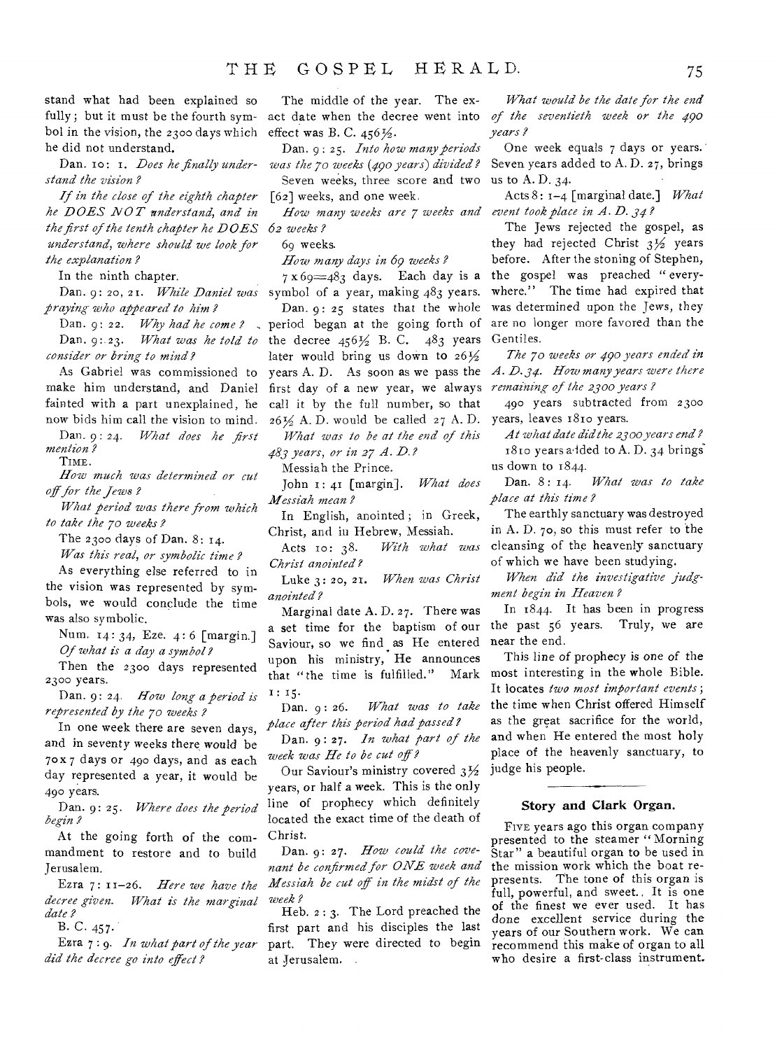stand what had been explained so fully; but it must be the fourth symbol in the vision, the 2300 days which he did not understand.

Dan. 10: 1. *Does he finally understand the vision?*

*If in the close of the eighth chapter he DOES NOT understand, and in the first of the tenth chapter he DOES understand, where should we look for the explanation?*

In the ninth chapter.

Dan. 9: 20, 21. *While Daniel was praying who appeared to him?*

Dan. 9: 22. *Why had he come?*

Dan. 9: 23. *What was he told to consider or bring to mind?*

As Gabriel was commissioned to make him understand, and Daniel fainted with a part unexplained, he now bids him call the vision to mind.

Dan. 9: 24. *What does he first mention?*

TIME.

*How much was determined or cut off for the Jews?*

*What period was there from which to take the 70 weeks?*

The 2300 days of Dan. 8: 14.

*Was this real, or symbolic time?*

As everything else referred to in the vision was represented by symbols, we would conclude the time was also symbolic.

Num. 14: 34, Eze. 4: 6 [margin.] *Of what is a day a symbol?*

Then the 2300 days represented 2300 years.

Dan. 9: 24. *How long a period is represented by the 70 weeks?*

In one week there are seven days, and in seventy weeks there would be 70 x 7 days or 490 days, and as each day represented a year, it would be 490 years.

Dan. 9: 25. *Where does the period begin?*

At the going forth of the commandment to restore and to build Jerusalem.

Ezra 7: 11–26. *Here we have the decree given. What is the marginal date?*

B. C. 457.

Ezra 7: 9. *In what part of the year did the decree go into effect?*

The middle of the year. The exact date when the decree went into effect was B. C. 456½.

Dan. 9: 25. *Into how many periods was the 70 weeks (490 years) divided?*

Seven weeks, three score and two [62] weeks, and one week.

*How many weeks are 7 weeks and 62 weeks?*

69 weeks.

*How many days in 69 weeks?*

7 x 69=483 days. Each day is a symbol of a year, making 483 years.

Dan. 9: 25 states that the whole period began at the going forth of the decree 456½ B. C. 483 years later would bring us down to 26½ years A. D. As soon as we pass the first day of a new year, we always call it by the full number, so that 26½ A. D. would be called 27 A. D.

*What was to be at the end of this 483 years, or in 27 A. D.?*

Messiah the Prince.

John 1: 41 [margin]. *What does Messiah mean?*

In English, anointed; in Greek, Christ, and in Hebrew, Messiah.

Acts 10: 38. *With what was Christ anointed?*

Luke 3: 20, 21. *When was Christ anointed?*

Marginal date A. D. 27. There was a set time for the baptism of our Saviour, so we find as He entered upon his ministry, He announces that "the time is fulfilled." Mark 1: 15.

Dan. 9: 26. *What was to take place after this period had passed?*

Dan. 9: 27. *In what part of the week was He to be cut off?*

Our Saviour's ministry covered 3½ years, or half a week. This is the only line of prophecy which definitely located the exact time of the death of Christ.

Dan. 9: 27. *How could the covenant be confirmed for ONE week and Messiah be cut off in the midst of the week?*

Heb. 2: 3. The Lord preached the first part and his disciples the last part. They were directed to begin at Jerusalem.

*What would be the date for the end of the seventieth week or the 490 years?*

One week equals 7 days or years. Seven years added to A. D. 27, brings us to A. D. 34.

Acts 8: 1–4 [marginal date.] *What event took place in A. D. 34?*

The Jews rejected the gospel, as they had rejected Christ 3½ years before. After the stoning of Stephen, the gospel was preached "everywhere." The time had expired that was determined upon the Jews, they are no longer more favored than the Gentiles.

*The 70 weeks or 490 years ended in A. D. 34. How many years were there remaining of the 2300 years?*

490 years subtracted from 2300 years, leaves 1810 years.

*At what date did the 2300 years end?*

1810 years added to A. D. 34 brings us down to 1844.

Dan. 8: 14. *What was to take place at this time?*

The earthly sanctuary was destroyed in A. D. 70, so this must refer to the cleansing of the heavenly sanctuary of which we have been studying.

*When did the investigative judgment begin in Heaven?*

In 1844. It has been in progress the past 56 years. Truly, we are near the end.

This line of prophecy is one of the most interesting in the whole Bible. It locates *two most important events*; the time when Christ offered Himself as the great sacrifice for the world, and when He entered the most holy place of the heavenly sanctuary, to judge his people.

### Story and Clark Organ.

FIVE years ago this organ company presented to the steamer "Morning Star" a beautiful organ to be used in the mission work which the boat represents. The tone of this organ is full, powerful, and sweet. It is one of the finest we ever used. It has done excellent service during the years of our Southern work. We can recommend this make of organ to all who desire a first-class instrument.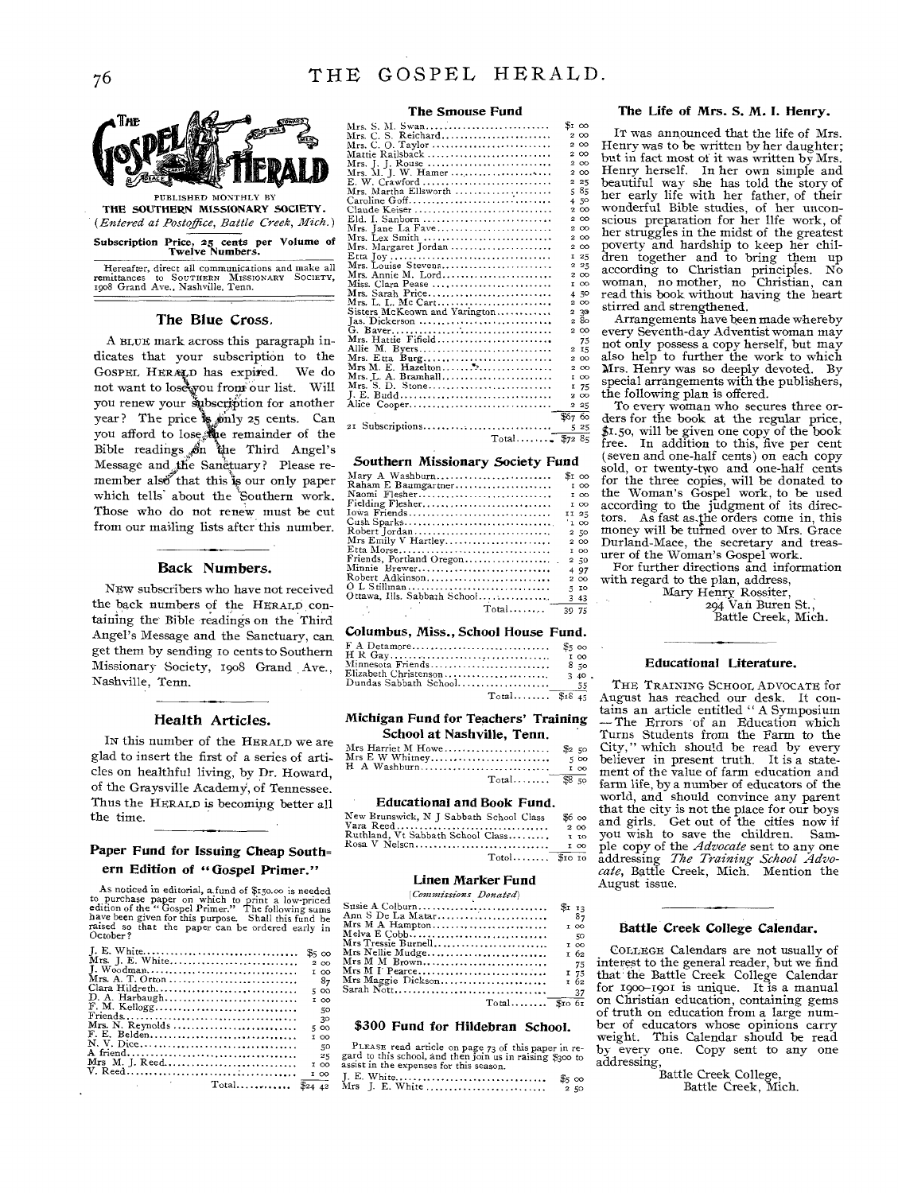THE GOSPEL HERALD

PUBLISHED MONTHLY BY
THE SOUTHERN MISSIONARY SOCIETY.
(*Entered at Postoffice, Battle Creek, Mich.*)

Subscription Price, 25 cents per Volume of Twelve Numbers.

Hereafter, direct all communications and make all remittances to SOUTHERN MISSIONARY SOCIETY, 1908 Grand Ave., Nashville, Tenn.

## The Blue Cross.

A BLUE mark across this paragraph indicates that your subscription to the GOSPEL HERALD has expired. We do not want to lose you from our list. Will you renew your subscription for another year? The price is only 25 cents. Can you afford to lose the remainder of the Bible readings on the Third Angel's Message and the Sanctuary? Please remember also that this is our only paper which tells about the Southern work. Those who do not renew must be cut from our mailing lists after this number.

## Back Numbers.

NEW subscribers who have not received the back numbers of the HERALD containing the Bible readings on the Third Angel's Message and the Sanctuary, can get them by sending 10 cents to Southern Missionary Society, 1908 Grand Ave., Nashville, Tenn.

## Health Articles.

IN this number of the HERALD we are glad to insert the first of a series of articles on healthful living, by Dr. Howard, of the Graysville Academy, of Tennessee. Thus the HERALD is becoming better all the time.

## Paper Fund for Issuing Cheap Southern Edition of "Gospel Primer."

As noticed in editorial, a fund of $150.00 is needed to purchase paper on which to print a low-priced edition of the "Gospel Primer." The following sums have been given for this purpose. Shall this fund be raised so that the paper can be ordered early in October?

| | |
|---|---|
| J. E. White | $5 00 |
| Mrs. J. E. White | 2 00 |
| J. Woodman | 1 00 |
| Mrs. A. T. Orton | 87 |
| Clara Hildreth | 5 00 |
| D. A. Harbaugh | 1 00 |
| F. M. Kellogg | 50 |
| Friends | 30 |
| Mrs. N. Reynolds | 5 00 |
| F. E. Belden | 1 00 |
| N. V. Dice | 50 |
| A friend | 25 |
| Mrs M. J. Reed | 1 00 |
| V. Reed | 1 00 |
| Total | $24 42 |

## The Smouse Fund

| | |
|---|---|
| Mrs. S. M. Swan | $1 00 |
| Mrs. C. S. Reichard | 2 00 |
| Mrs. C. O. Taylor | 2 00 |
| Mattie Railsback | 2 00 |
| Mrs. J. J. Rouse | 2 00 |
| Mrs. M. J. W. Hamer | 2 00 |
| E. W. Crawford | 2 25 |
| Mrs. Martha Ellsworth | 5 85 |
| Caroline Goff | 4 50 |
| Claude Keiser | 2 00 |
| Eld. I. Sanborn | 2 00 |
| Mrs. Jane La Fave | 2 00 |
| Mrs. Lex Smith | 2 00 |
| Mrs. Margaret Jordan | 2 00 |
| Etta Joy | 1 25 |
| Mrs. Louise Stevens | 2 25 |
| Mrs. Annie M. Lord | 2 00 |
| Miss. Clara Pease | 1 00 |
| Mrs. Sarah Price | 4 50 |
| Mrs. L. L. Mc Cart | 2 00 |
| Sisters McKeown and Yarington | 2 39 |
| Jas. Dickerson | 2 80 |
| G. Baver | 2 00 |
| Mrs. Hattie Fifield | 75 |
| Allie M. Byers | 2 15 |
| Mrs. Etta Burg | 2 00 |
| Mrs M. E. Hazelton | 2 00 |
| Mrs. L. A. Bramhall | 1 10 |
| Mrs. S. D. Stone | 1 75 |
| J. E. Budd | 2 00 |
| Alice Cooper | 2 25 |
| | $67 60 |
| 21 Subscriptions | 5 25 |
| Total | $72 85 |

## Southern Missionary Society Fund

| | |
|---|---|
| Mary A Washburn | $1 00 |
| Raham E Baumgartner | 1 00 |
| Naomi Flesher | 1 00 |
| Fielding Flesher | 1 00 |
| Iowa Friends | 11 25 |
| Cush Sparks | 1 00 |
| Robert Jordan | 2 50 |
| Mrs Emily V Hartley | 2 00 |
| Etta Morse | 1 00 |
| Friends, Portland Oregon | 2 50 |
| Minnie Brewer | 4 97 |
| Robert Adkinson | 2 00 |
| O L Stillman | 5 10 |
| Ottawa, Ills. Sabbath School | 3 43 |
| Total | 39 75 |

## Columbus, Miss., School House Fund.

| | |
|---|---|
| F A Detamore | $5 00 |
| H R Gay | 1 00 |
| Minnesota Friends | 8 50 |
| Elizabeth Christenson | 3 40 |
| Dundas Sabbath School | 55 |
| Total | $18 45 |

## Michigan Fund for Teachers' Training School at Nashville, Tenn.

| | |
|---|---|
| Mrs Harriet M Howe | $2 50 |
| Mrs E W Whitney | 5 00 |
| H A Washburn | 1 00 |
| Total | $8 50 |

## Educational and Book Fund.

| | |
|---|---|
| New Brunswick, N J Sabbath School Class | $6 00 |
| Vara Reed | 2 00 |
| Ruthland, Vt Sabbath School Class | 1 10 |
| Rosa V Nelson | 1 00 |
| Total | $10 10 |

## Linen Marker Fund

(*Commissions Donated*)

| | |
|---|---|
| Susie A Colburn | $1 13 |
| Ann S De La Matar | 87 |
| Mrs M A Hampton | 1 00 |
| Melva E Cobb | 50 |
| Mrs Tressie Burnell | 1 00 |
| Mrs Nellie Mudge | 1 62 |
| Mrs M M Brown | 75 |
| Mrs M I Pearce | 1 75 |
| Mrs Maggie Dickson | 1 62 |
| Sarah Nott | 37 |
| Total | $10 61 |

## $300 Fund for Hildebran School.

PLEASE read article on page 73 of this paper in regard to this school, and then join us in raising $300 to assist in the expenses for this season.

| | |
|---|---|
| J. E. White | $5 00 |
| Mrs J. E. White | 2 50 |

## The Life of Mrs. S. M. I. Henry.

IT was announced that the life of Mrs. Henry was to be written by her daughter; but in fact most of it was written by Mrs. Henry herself. In her own simple and beautiful way she has told the story of her early life with her father, of their wonderful Bible studies, of her unconscious preparation for her life work, of her struggles in the midst of the greatest poverty and hardship to keep her children together and to bring them up according to Christian principles. No woman, no mother, no Christian, can read this book without having the heart stirred and strengthened.

Arrangements have been made whereby every Seventh-day Adventist woman may not only possess a copy herself, but may also help to further the work to which Mrs. Henry was so deeply devoted. By special arrangements with the publishers, the following plan is offered.

To every woman who secures three orders for the book at the regular price, $1.50, will be given one copy of the book free. In addition to this, five per cent (seven and one-half cents) on each copy sold, or twenty-two and one-half cents for the three copies, will be donated to the Woman's Gospel work, to be used according to the judgment of its directors. As fast as the orders come in, this money will be turned over to Mrs. Grace Durland-Mace, the secretary and treasurer of the Woman's Gospel work.

For further directions and information with regard to the plan, address,

Mary Henry Rossiter,
294 Van Buren St.,
Battle Creek, Mich.

## Educational Literature.

THE TRAINING SCHOOL ADVOCATE for August has reached our desk. It contains an article entitled "A Symposium — The Errors of an Education which Turns Students from the Farm to the City," which should be read by every believer in present truth. It is a statement of the value of farm education and farm life, by a number of educators of the world, and should convince any parent that the city is not the place for our boys and girls. Get out of the cities now if you wish to save the children. Sample copy of the *Advocate* sent to any one addressing *The Training School Advocate*, Battle Creek, Mich. Mention the August issue.

## Battle Creek College Calendar.

COLLEGE Calendars are not usually of interest to the general reader, but we find that the Battle Creek College Calendar for 1900–1901 is unique. It is a manual on Christian education, containing gems of truth on education from a large number of educators whose opinions carry weight. This Calendar should be read by every one. Copy sent to any one addressing,

Battle Creek College,
Battle Creek, Mich.